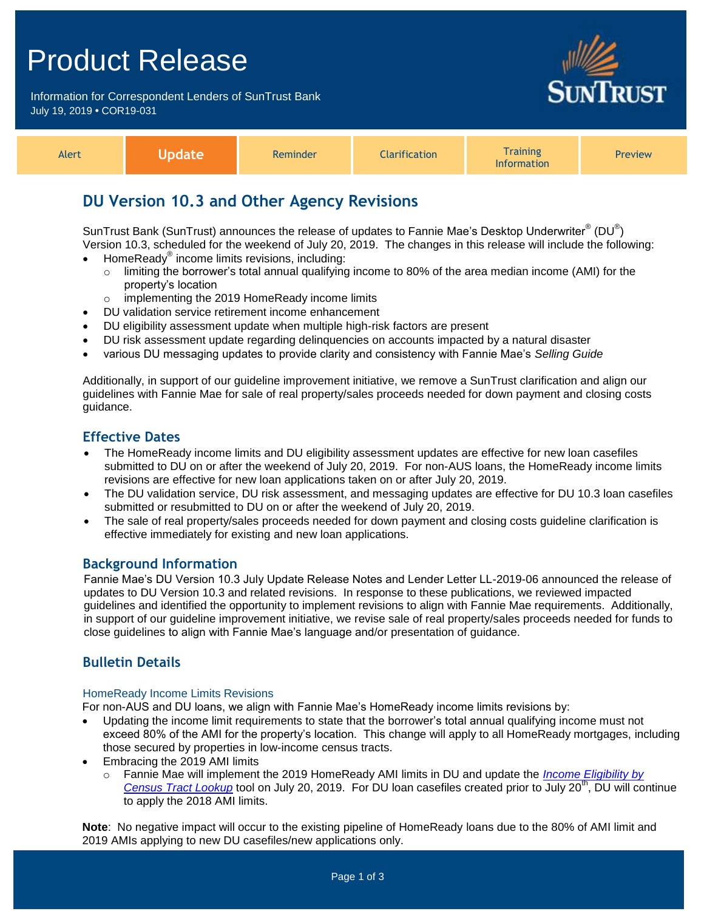# Product Release

Information for Correspondent Lenders of SunTrust Bank
July 19, 2019 • COR19-031

| Alert | **Update** | Reminder | Clarification | Training Information | Preview |
|---|---|---|---|---|---|

## DU Version 10.3 and Other Agency Revisions

SunTrust Bank (SunTrust) announces the release of updates to Fannie Mae's Desktop Underwriter® (DU®) Version 10.3, scheduled for the weekend of July 20, 2019. The changes in this release will include the following:

- HomeReady® income limits revisions, including:
  - limiting the borrower's total annual qualifying income to 80% of the area median income (AMI) for the property's location
  - implementing the 2019 HomeReady income limits
- DU validation service retirement income enhancement
- DU eligibility assessment update when multiple high-risk factors are present
- DU risk assessment update regarding delinquencies on accounts impacted by a natural disaster
- various DU messaging updates to provide clarity and consistency with Fannie Mae's *Selling Guide*

Additionally, in support of our guideline improvement initiative, we remove a SunTrust clarification and align our guidelines with Fannie Mae for sale of real property/sales proceeds needed for down payment and closing costs guidance.

### Effective Dates

- The HomeReady income limits and DU eligibility assessment updates are effective for new loan casefiles submitted to DU on or after the weekend of July 20, 2019. For non-AUS loans, the HomeReady income limits revisions are effective for new loan applications taken on or after July 20, 2019.
- The DU validation service, DU risk assessment, and messaging updates are effective for DU 10.3 loan casefiles submitted or resubmitted to DU on or after the weekend of July 20, 2019.
- The sale of real property/sales proceeds needed for down payment and closing costs guideline clarification is effective immediately for existing and new loan applications.

### Background Information

Fannie Mae's DU Version 10.3 July Update Release Notes and Lender Letter LL-2019-06 announced the release of updates to DU Version 10.3 and related revisions. In response to these publications, we reviewed impacted guidelines and identified the opportunity to implement revisions to align with Fannie Mae requirements. Additionally, in support of our guideline improvement initiative, we revise sale of real property/sales proceeds needed for funds to close guidelines to align with Fannie Mae's language and/or presentation of guidance.

### Bulletin Details

#### HomeReady Income Limits Revisions

For non-AUS and DU loans, we align with Fannie Mae's HomeReady income limits revisions by:

- Updating the income limit requirements to state that the borrower's total annual qualifying income must not exceed 80% of the AMI for the property's location. This change will apply to all HomeReady mortgages, including those secured by properties in low-income census tracts.
- Embracing the 2019 AMI limits
  - Fannie Mae will implement the 2019 HomeReady AMI limits in DU and update the *Income Eligibility by Census Tract Lookup* tool on July 20, 2019. For DU loan casefiles created prior to July 20th, DU will continue to apply the 2018 AMI limits.

**Note**: No negative impact will occur to the existing pipeline of HomeReady loans due to the 80% of AMI limit and 2019 AMIs applying to new DU casefiles/new applications only.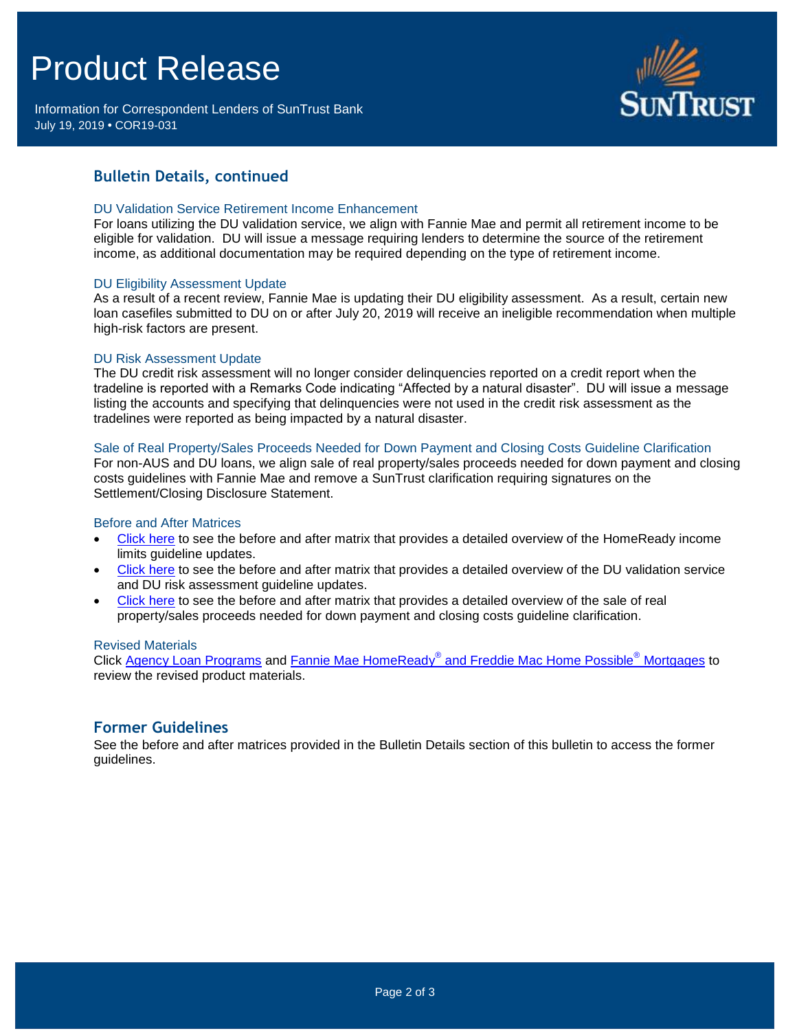## Bulletin Details, continued

### DU Validation Service Retirement Income Enhancement

For loans utilizing the DU validation service, we align with Fannie Mae and permit all retirement income to be eligible for validation. DU will issue a message requiring lenders to determine the source of the retirement income, as additional documentation may be required depending on the type of retirement income.

### DU Eligibility Assessment Update

As a result of a recent review, Fannie Mae is updating their DU eligibility assessment. As a result, certain new loan casefiles submitted to DU on or after July 20, 2019 will receive an ineligible recommendation when multiple high-risk factors are present.

### DU Risk Assessment Update

The DU credit risk assessment will no longer consider delinquencies reported on a credit report when the tradeline is reported with a Remarks Code indicating "Affected by a natural disaster". DU will issue a message listing the accounts and specifying that delinquencies were not used in the credit risk assessment as the tradelines were reported as being impacted by a natural disaster.

### Sale of Real Property/Sales Proceeds Needed for Down Payment and Closing Costs Guideline Clarification

For non-AUS and DU loans, we align sale of real property/sales proceeds needed for down payment and closing costs guidelines with Fannie Mae and remove a SunTrust clarification requiring signatures on the Settlement/Closing Disclosure Statement.

### Before and After Matrices

- Click here to see the before and after matrix that provides a detailed overview of the HomeReady income limits guideline updates.
- Click here to see the before and after matrix that provides a detailed overview of the DU validation service and DU risk assessment guideline updates.
- Click here to see the before and after matrix that provides a detailed overview of the sale of real property/sales proceeds needed for down payment and closing costs guideline clarification.

### Revised Materials

Click Agency Loan Programs and Fannie Mae HomeReady® and Freddie Mac Home Possible® Mortgages to review the revised product materials.

## Former Guidelines

See the before and after matrices provided in the Bulletin Details section of this bulletin to access the former guidelines.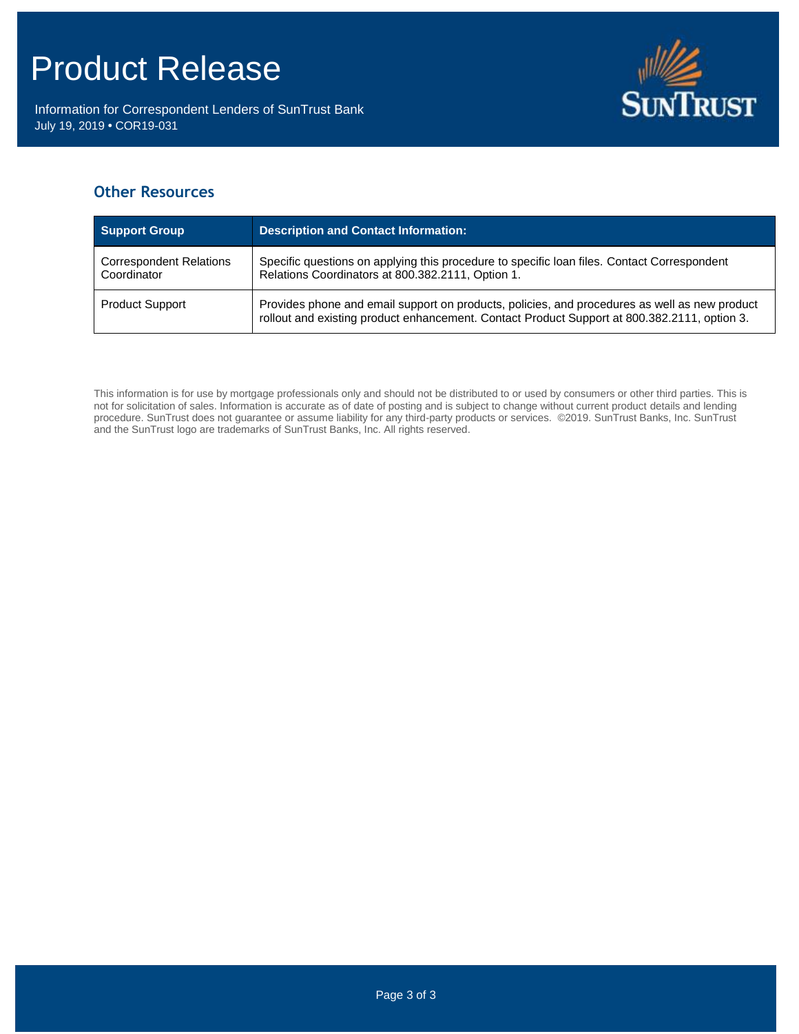## Other Resources

| Support Group | Description and Contact Information: |
| --- | --- |
| Correspondent Relations Coordinator | Specific questions on applying this procedure to specific loan files. Contact Correspondent Relations Coordinators at 800.382.2111, Option 1. |
| Product Support | Provides phone and email support on products, policies, and procedures as well as new product rollout and existing product enhancement. Contact Product Support at 800.382.2111, option 3. |

This information is for use by mortgage professionals only and should not be distributed to or used by consumers or other third parties. This is not for solicitation of sales. Information is accurate as of date of posting and is subject to change without current product details and lending procedure. SunTrust does not guarantee or assume liability for any third-party products or services. ©2019. SunTrust Banks, Inc. SunTrust and the SunTrust logo are trademarks of SunTrust Banks, Inc. All rights reserved.